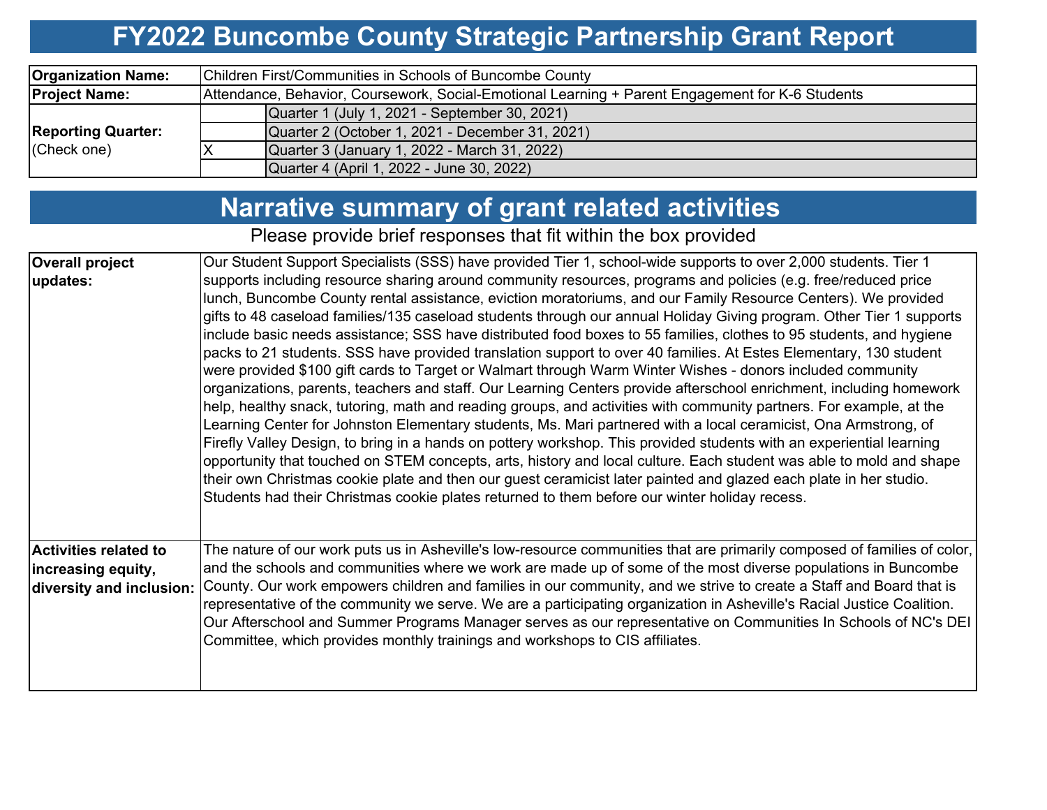# FY2022 Buncombe County Strategic Partnership Grant Report

| | | |
|---|---|---|
| **Organization Name:** | Children First/Communities in Schools of Buncombe County | |
| **Project Name:** | Attendance, Behavior, Coursework, Social-Emotional Learning + Parent Engagement for K-6 Students | |
| **Reporting Quarter:** (Check one) | | Quarter 1 (July 1, 2021 - September 30, 2021) |
| | | Quarter 2 (October 1, 2021 - December 31, 2021) |
| | X | Quarter 3 (January 1, 2022 - March 31, 2022) |
| | | Quarter 4 (April 1, 2022 - June 30, 2022) |

# Narrative summary of grant related activities

Please provide brief responses that fit within the box provided

| | |
|---|---|
| **Overall project updates:** | Our Student Support Specialists (SSS) have provided Tier 1, school-wide supports to over 2,000 students. Tier 1 supports including resource sharing around community resources, programs and policies (e.g. free/reduced price lunch, Buncombe County rental assistance, eviction moratoriums, and our Family Resource Centers). We provided gifts to 48 caseload families/135 caseload students through our annual Holiday Giving program. Other Tier 1 supports include basic needs assistance; SSS have distributed food boxes to 55 families, clothes to 95 students, and hygiene packs to 21 students. SSS have provided translation support to over 40 families. At Estes Elementary, 130 student were provided $100 gift cards to Target or Walmart through Warm Winter Wishes - donors included community organizations, parents, teachers and staff. Our Learning Centers provide afterschool enrichment, including homework help, healthy snack, tutoring, math and reading groups, and activities with community partners. For example, at the Learning Center for Johnston Elementary students, Ms. Mari partnered with a local ceramicist, Ona Armstrong, of Firefly Valley Design, to bring in a hands on pottery workshop. This provided students with an experiential learning opportunity that touched on STEM concepts, arts, history and local culture. Each student was able to mold and shape their own Christmas cookie plate and then our guest ceramicist later painted and glazed each plate in her studio. Students had their Christmas cookie plates returned to them before our winter holiday recess. |
| **Activities related to increasing equity, diversity and inclusion:** | The nature of our work puts us in Asheville's low-resource communities that are primarily composed of families of color, and the schools and communities where we work are made up of some of the most diverse populations in Buncombe County. Our work empowers children and families in our community, and we strive to create a Staff and Board that is representative of the community we serve. We are a participating organization in Asheville's Racial Justice Coalition. Our Afterschool and Summer Programs Manager serves as our representative on Communities In Schools of NC's DEI Committee, which provides monthly trainings and workshops to CIS affiliates. |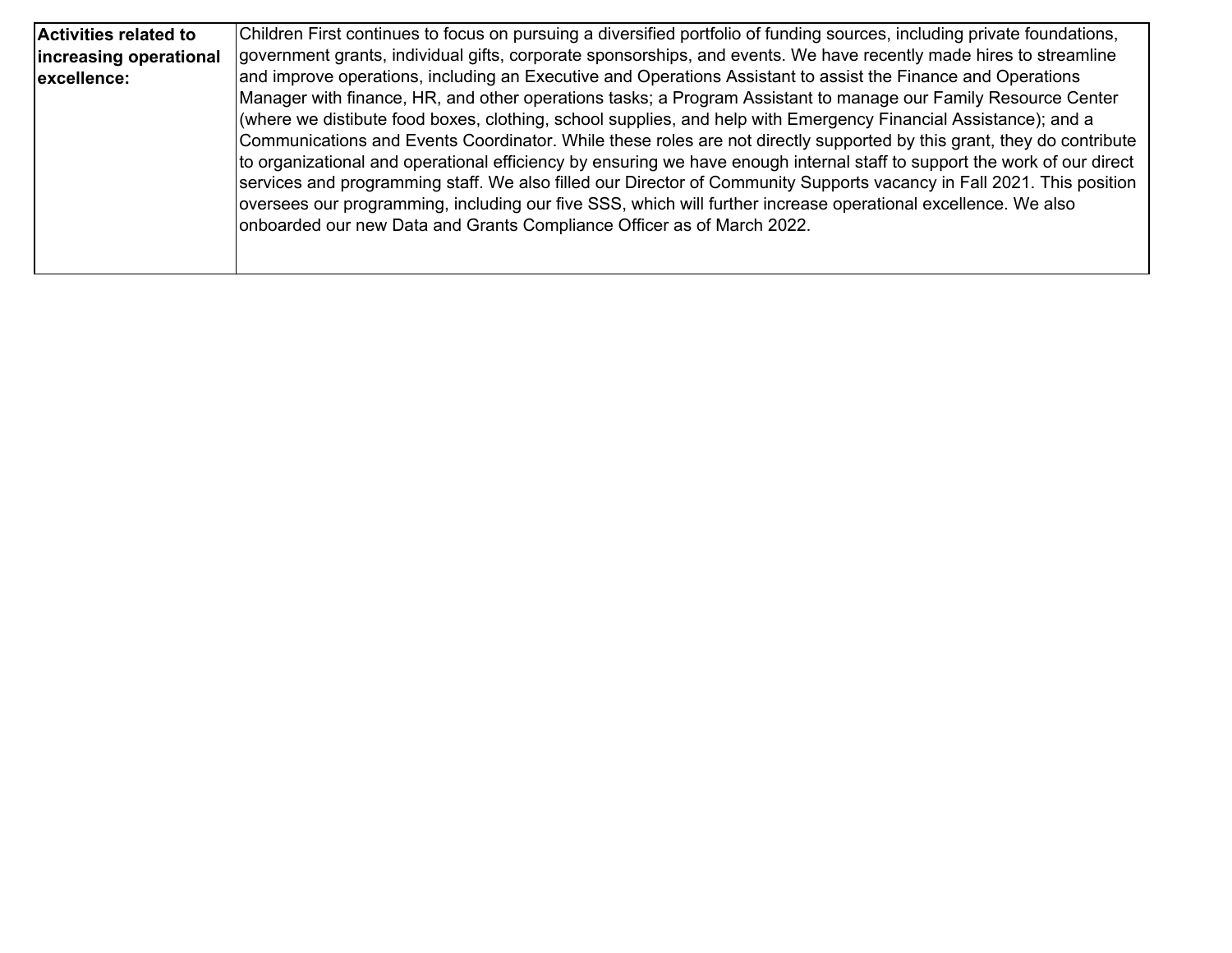| **Activities related to increasing operational excellence:** | Children First continues to focus on pursuing a diversified portfolio of funding sources, including private foundations, government grants, individual gifts, corporate sponsorships, and events. We have recently made hires to streamline and improve operations, including an Executive and Operations Assistant to assist the Finance and Operations Manager with finance, HR, and other operations tasks; a Program Assistant to manage our Family Resource Center (where we distibute food boxes, clothing, school supplies, and help with Emergency Financial Assistance); and a Communications and Events Coordinator. While these roles are not directly supported by this grant, they do contribute to organizational and operational efficiency by ensuring we have enough internal staff to support the work of our direct services and programming staff. We also filled our Director of Community Supports vacancy in Fall 2021. This position oversees our programming, including our five SSS, which will further increase operational excellence. We also onboarded our new Data and Grants Compliance Officer as of March 2022. |
|---|---|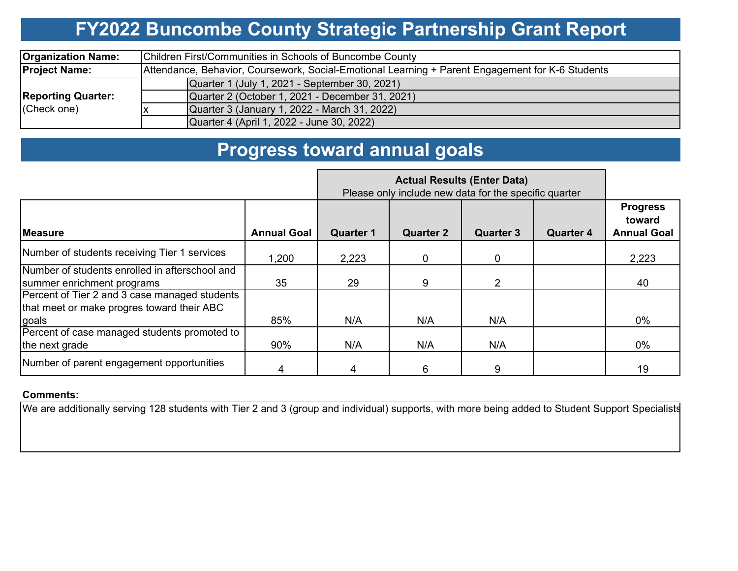# FY2022 Buncombe County Strategic Partnership Grant Report

| | | |
|---|---|---|
| **Organization Name:** | Children First/Communities in Schools of Buncombe County | |
| **Project Name:** | Attendance, Behavior, Coursework, Social-Emotional Learning + Parent Engagement for K-6 Students | |
| **Reporting Quarter:** (Check one) | | Quarter 1 (July 1, 2021 - September 30, 2021) |
| | | Quarter 2 (October 1, 2021 - December 31, 2021) |
| | x | Quarter 3 (January 1, 2022 - March 31, 2022) |
| | | Quarter 4 (April 1, 2022 - June 30, 2022) |

# Progress toward annual goals

| | | **Actual Results (Enter Data)** Please only include new data for the specific quarter | | | | |
|---|---|---|---|---|---|---|
| **Measure** | **Annual Goal** | **Quarter 1** | **Quarter 2** | **Quarter 3** | **Quarter 4** | **Progress toward Annual Goal** |
| Number of students receiving Tier 1 services | 1,200 | 2,223 | 0 | 0 | | 2,223 |
| Number of students enrolled in afterschool and summer enrichment programs | 35 | 29 | 9 | 2 | | 40 |
| Percent of Tier 2 and 3 case managed students that meet or make progres toward their ABC goals | 85% | N/A | N/A | N/A | | 0% |
| Percent of case managed students promoted to the next grade | 90% | N/A | N/A | N/A | | 0% |
| Number of parent engagement opportunities | 4 | 4 | 6 | 9 | | 19 |

**Comments:**

We are additionally serving 128 students with Tier 2 and 3 (group and individual) supports, with more being added to Student Support Specialists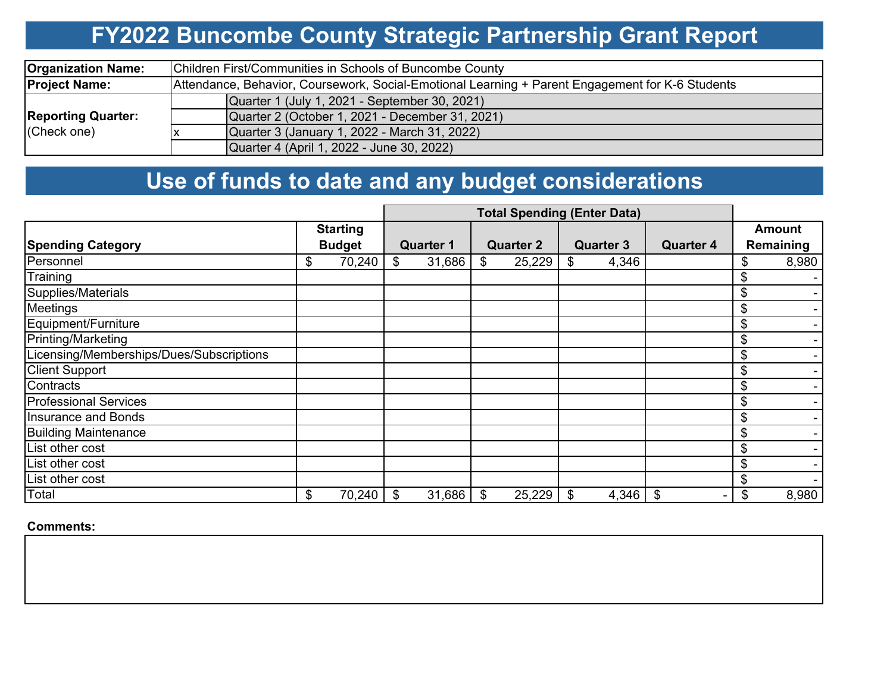# FY2022 Buncombe County Strategic Partnership Grant Report

| | | |
|---|---|---|
| **Organization Name:** | Children First/Communities in Schools of Buncombe County | |
| **Project Name:** | Attendance, Behavior, Coursework, Social-Emotional Learning + Parent Engagement for K-6 Students | |
| **Reporting Quarter:** (Check one) | | Quarter 1 (July 1, 2021 - September 30, 2021) |
| | | Quarter 2 (October 1, 2021 - December 31, 2021) |
| | x | Quarter 3 (January 1, 2022 - March 31, 2022) |
| | | Quarter 4 (April 1, 2022 - June 30, 2022) |

# Use of funds to date and any budget considerations

| | | Total Spending (Enter Data) | | | | |
|---|---|---|---|---|---|---|
| **Spending Category** | **Starting Budget** | **Quarter 1** | **Quarter 2** | **Quarter 3** | **Quarter 4** | **Amount Remaining** |
| Personnel | $ 70,240 | $ 31,686 | $ 25,229 | $ 4,346 | | $ 8,980 |
| Training | | | | | | $ - |
| Supplies/Materials | | | | | | $ - |
| Meetings | | | | | | $ - |
| Equipment/Furniture | | | | | | $ - |
| Printing/Marketing | | | | | | $ - |
| Licensing/Memberships/Dues/Subscriptions | | | | | | $ - |
| Client Support | | | | | | $ - |
| Contracts | | | | | | $ - |
| Professional Services | | | | | | $ - |
| Insurance and Bonds | | | | | | $ - |
| Building Maintenance | | | | | | $ - |
| List other cost | | | | | | $ - |
| List other cost | | | | | | $ - |
| List other cost | | | | | | $ - |
| Total | $ 70,240 | $ 31,686 | $ 25,229 | $ 4,346 | $ - | $ 8,980 |

**Comments:**